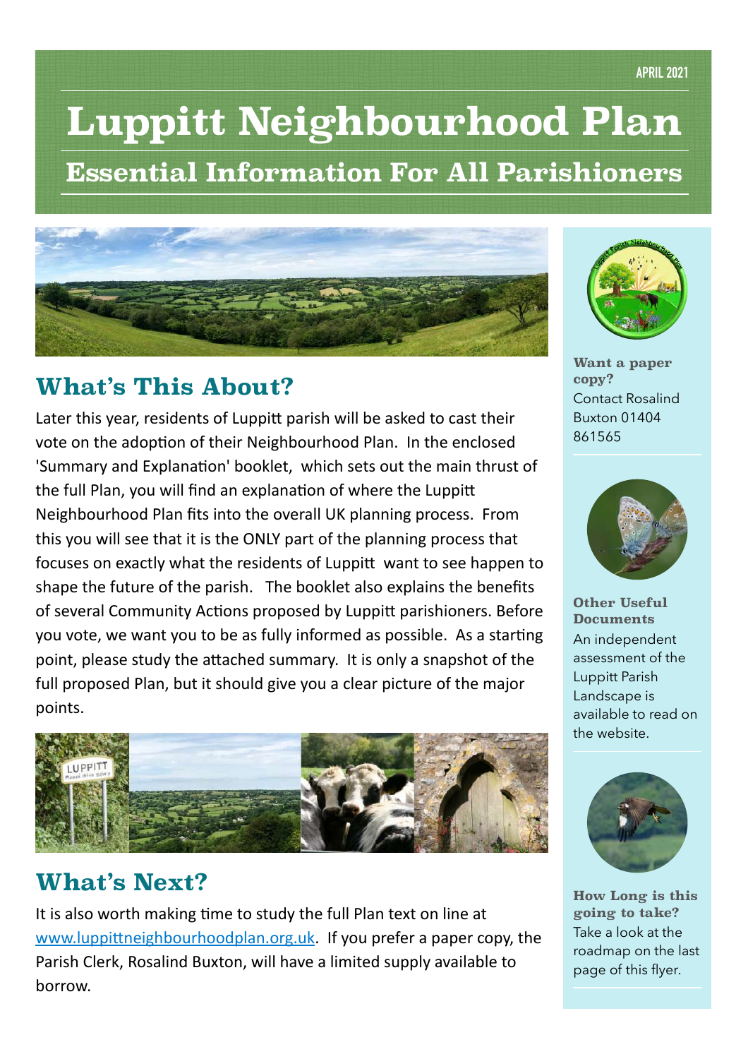APRIL 2021

# Luppitt Neighbourhood Plan

## Essential Information For All Parishioners

## What's This About?

Later this year, residents of Luppitt parish will be asked to cast their vote on the adoption of their Neighbourhood Plan. In the enclosed 'Summary and Explanation' booklet, which sets out the main thrust of the full Plan, you will find an explanation of where the Luppitt Neighbourhood Plan fits into the overall UK planning process. From this you will see that it is the ONLY part of the planning process that focuses on exactly what the residents of Luppitt want to see happen to shape the future of the parish. The booklet also explains the benefits of several Community Actions proposed by Luppitt parishioners. Before you vote, we want you to be as fully informed as possible. As a starting point, please study the attached summary. It is only a snapshot of the full proposed Plan, but it should give you a clear picture of the major points.

## What's Next?

It is also worth making time to study the full Plan text on line at www.luppittneighbourhoodplan.org.uk. If you prefer a paper copy, the Parish Clerk, Rosalind Buxton, will have a limited supply available to borrow.

**Want a paper copy?**
Contact Rosalind Buxton 01404 861565

**Other Useful Documents**
An independent assessment of the Luppitt Parish Landscape is available to read on the website.

**How Long is this going to take?**
Take a look at the roadmap on the last page of this flyer.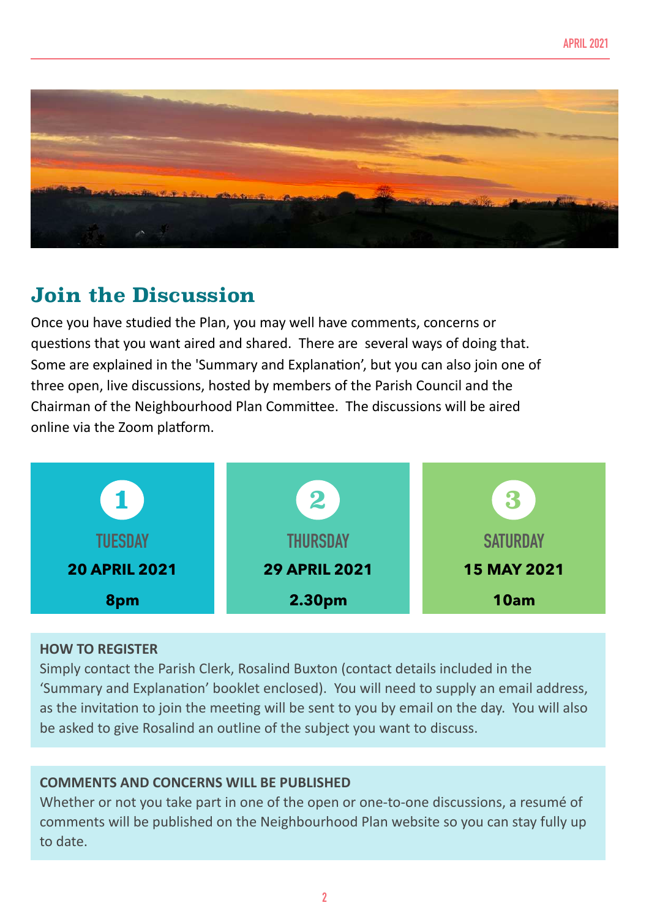## Join the Discussion

Once you have studied the Plan, you may well have comments, concerns or questions that you want aired and shared. There are several ways of doing that. Some are explained in the 'Summary and Explanation', but you can also join one of three open, live discussions, hosted by members of the Parish Council and the Chairman of the Neighbourhood Plan Committee. The discussions will be aired online via the Zoom platform.

| 1 | 2 | 3 |
|---|---|---|
| TUESDAY | THURSDAY | SATURDAY |
| **20 APRIL 2021** | **29 APRIL 2021** | **15 MAY 2021** |
| **8pm** | **2.30pm** | **10am** |

**HOW TO REGISTER**

Simply contact the Parish Clerk, Rosalind Buxton (contact details included in the 'Summary and Explanation' booklet enclosed). You will need to supply an email address, as the invitation to join the meeting will be sent to you by email on the day. You will also be asked to give Rosalind an outline of the subject you want to discuss.

**COMMENTS AND CONCERNS WILL BE PUBLISHED**

Whether or not you take part in one of the open or one-to-one discussions, a resumé of comments will be published on the Neighbourhood Plan website so you can stay fully up to date.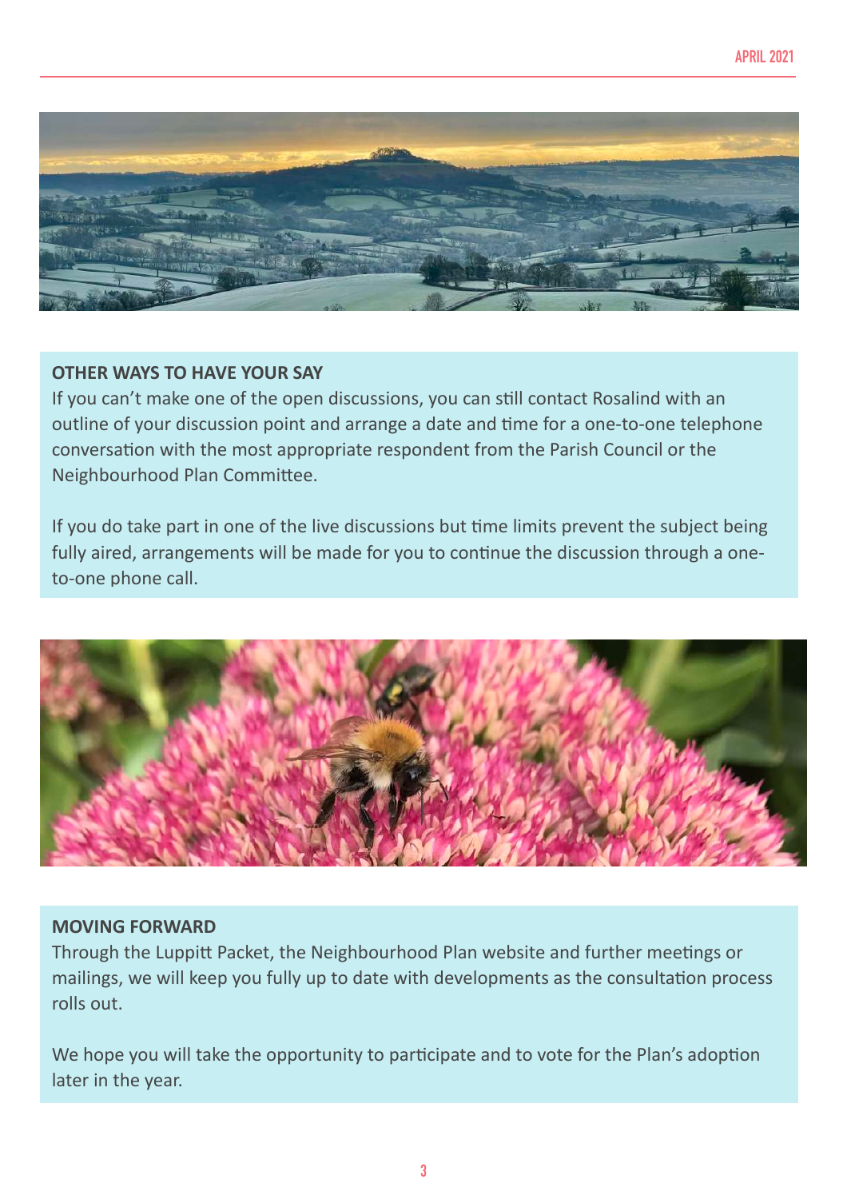## OTHER WAYS TO HAVE YOUR SAY

If you can't make one of the open discussions, you can still contact Rosalind with an outline of your discussion point and arrange a date and time for a one-to-one telephone conversation with the most appropriate respondent from the Parish Council or the Neighbourhood Plan Committee.

If you do take part in one of the live discussions but time limits prevent the subject being fully aired, arrangements will be made for you to continue the discussion through a one-to-one phone call.

## MOVING FORWARD

Through the Luppitt Packet, the Neighbourhood Plan website and further meetings or mailings, we will keep you fully up to date with developments as the consultation process rolls out.

We hope you will take the opportunity to participate and to vote for the Plan's adoption later in the year.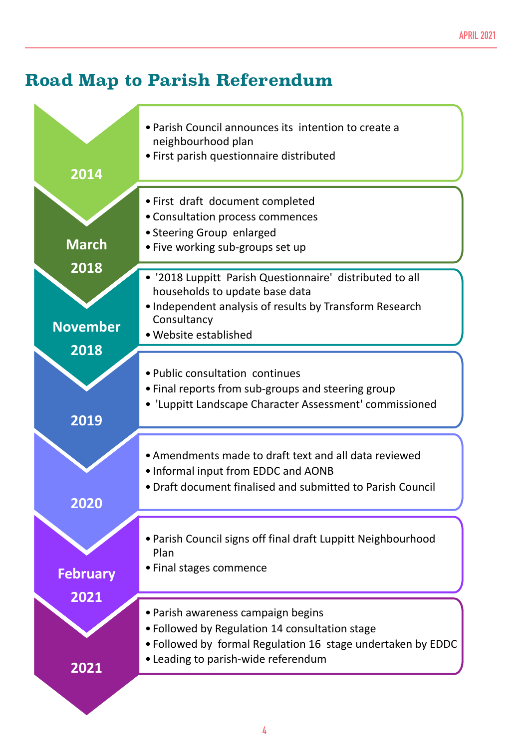## Road Map to Parish Referendum

**2014**

- Parish Council announces its intention to create a neighbourhood plan
- First parish questionnaire distributed

**March 2018**

- First draft document completed
- Consultation process commences
- Steering Group enlarged
- Five working sub-groups set up

**November 2018**

- '2018 Luppitt Parish Questionnaire' distributed to all households to update base data
- Independent analysis of results by Transform Research Consultancy
- Website established

**2019**

- Public consultation continues
- Final reports from sub-groups and steering group
- 'Luppitt Landscape Character Assessment' commissioned

**2020**

- Amendments made to draft text and all data reviewed
- Informal input from EDDC and AONB
- Draft document finalised and submitted to Parish Council

**February 2021**

- Parish Council signs off final draft Luppitt Neighbourhood Plan
- Final stages commence

**2021**

- Parish awareness campaign begins
- Followed by Regulation 14 consultation stage
- Followed by formal Regulation 16 stage undertaken by EDDC
- Leading to parish-wide referendum